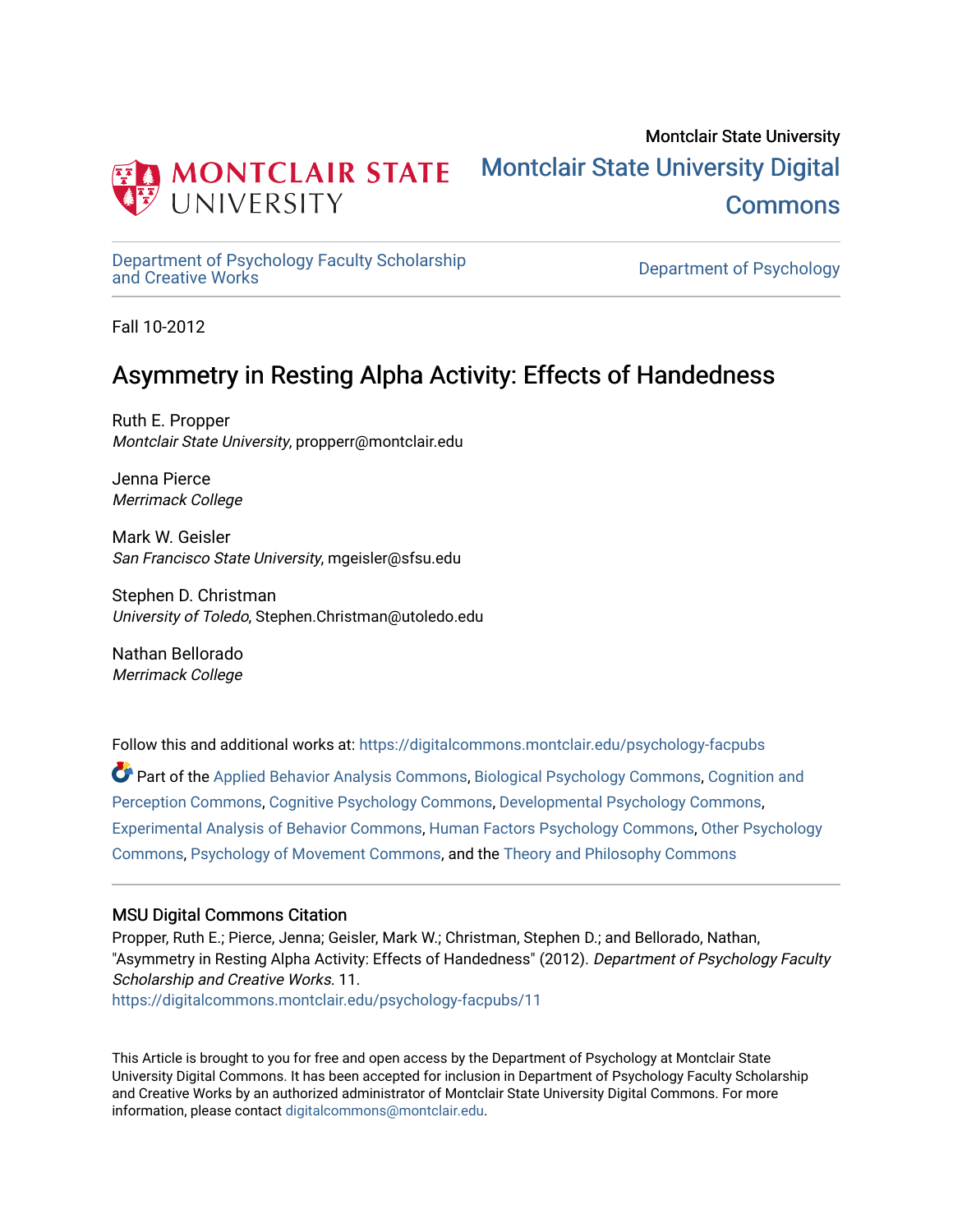Montclair State University

# Montclair State University Digital Commons

Department of Psychology Faculty Scholarship and Creative Works

Department of Psychology

Fall 10-2012

## Asymmetry in Resting Alpha Activity: Effects of Handedness

Ruth E. Propper
*Montclair State University*, propperr@montclair.edu

Jenna Pierce
*Merrimack College*

Mark W. Geisler
*San Francisco State University*, mgeisler@sfsu.edu

Stephen D. Christman
*University of Toledo*, Stephen.Christman@utoledo.edu

Nathan Bellorado
*Merrimack College*

Follow this and additional works at: https://digitalcommons.montclair.edu/psychology-facpubs

Part of the Applied Behavior Analysis Commons, Biological Psychology Commons, Cognition and Perception Commons, Cognitive Psychology Commons, Developmental Psychology Commons, Experimental Analysis of Behavior Commons, Human Factors Psychology Commons, Other Psychology Commons, Psychology of Movement Commons, and the Theory and Philosophy Commons

### MSU Digital Commons Citation

Propper, Ruth E.; Pierce, Jenna; Geisler, Mark W.; Christman, Stephen D.; and Bellorado, Nathan, "Asymmetry in Resting Alpha Activity: Effects of Handedness" (2012). *Department of Psychology Faculty Scholarship and Creative Works*. 11.
https://digitalcommons.montclair.edu/psychology-facpubs/11

This Article is brought to you for free and open access by the Department of Psychology at Montclair State University Digital Commons. It has been accepted for inclusion in Department of Psychology Faculty Scholarship and Creative Works by an authorized administrator of Montclair State University Digital Commons. For more information, please contact digitalcommons@montclair.edu.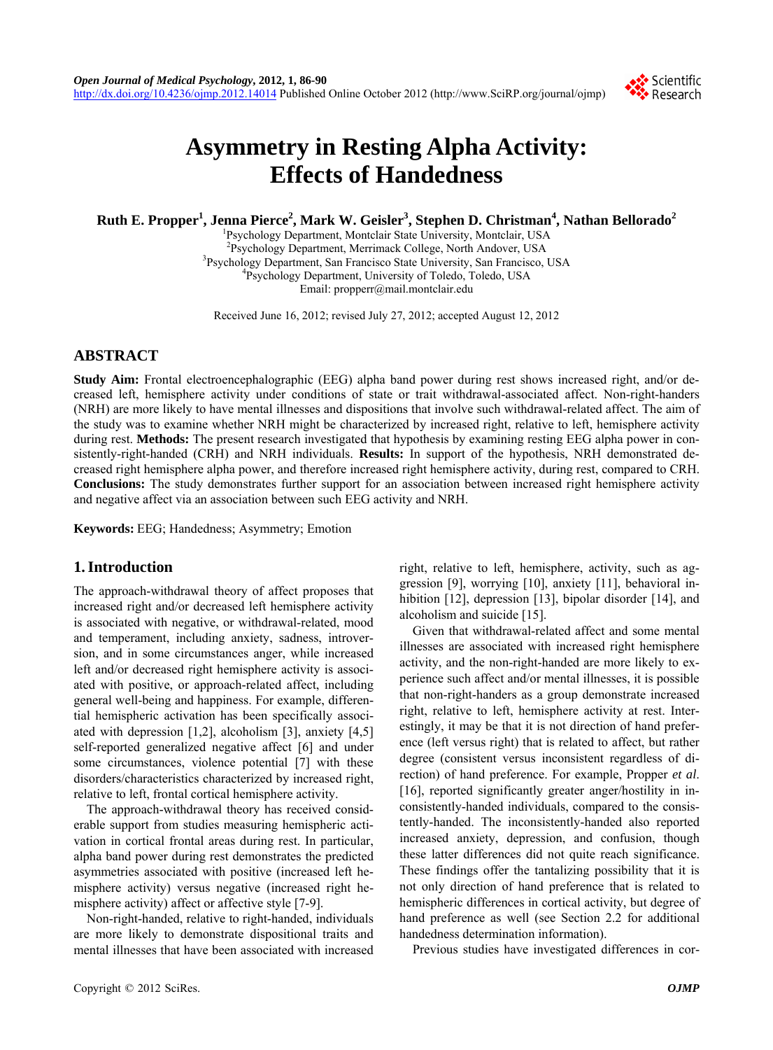# Asymmetry in Resting Alpha Activity: Effects of Handedness

**Ruth E. Propper[1], Jenna Pierce[2], Mark W. Geisler[3], Stephen D. Christman[4], Nathan Bellorado[2]**

[1]Psychology Department, Montclair State University, Montclair, USA
[2]Psychology Department, Merrimack College, North Andover, USA
[3]Psychology Department, San Francisco State University, San Francisco, USA
[4]Psychology Department, University of Toledo, Toledo, USA
Email: propperr@mail.montclair.edu

Received June 16, 2012; revised July 27, 2012; accepted August 12, 2012

## ABSTRACT

**Study Aim:** Frontal electroencephalographic (EEG) alpha band power during rest shows increased right, and/or decreased left, hemisphere activity under conditions of state or trait withdrawal-associated affect. Non-right-handers (NRH) are more likely to have mental illnesses and dispositions that involve such withdrawal-related affect. The aim of the study was to examine whether NRH might be characterized by increased right, relative to left, hemisphere activity during rest. **Methods:** The present research investigated that hypothesis by examining resting EEG alpha power in consistently-right-handed (CRH) and NRH individuals. **Results:** In support of the hypothesis, NRH demonstrated decreased right hemisphere alpha power, and therefore increased right hemisphere activity, during rest, compared to CRH. **Conclusions:** The study demonstrates further support for an association between increased right hemisphere activity and negative affect via an association between such EEG activity and NRH.

**Keywords:** EEG; Handedness; Asymmetry; Emotion

## 1. Introduction

The approach-withdrawal theory of affect proposes that increased right and/or decreased left hemisphere activity is associated with negative, or withdrawal-related, mood and temperament, including anxiety, sadness, introversion, and in some circumstances anger, while increased left and/or decreased right hemisphere activity is associated with positive, or approach-related affect, including general well-being and happiness. For example, differential hemispheric activation has been specifically associated with depression [1,2], alcoholism [3], anxiety [4,5] self-reported generalized negative affect [6] and under some circumstances, violence potential [7] with these disorders/characteristics characterized by increased right, relative to left, frontal cortical hemisphere activity.

The approach-withdrawal theory has received considerable support from studies measuring hemispheric activation in cortical frontal areas during rest. In particular, alpha band power during rest demonstrates the predicted asymmetries associated with positive (increased left hemisphere activity) versus negative (increased right hemisphere activity) affect or affective style [7-9].

Non-right-handed, relative to right-handed, individuals are more likely to demonstrate dispositional traits and mental illnesses that have been associated with increased right, relative to left, hemisphere, activity, such as aggression [9], worrying [10], anxiety [11], behavioral inhibition [12], depression [13], bipolar disorder [14], and alcoholism and suicide [15].

Given that withdrawal-related affect and some mental illnesses are associated with increased right hemisphere activity, and the non-right-handed are more likely to experience such affect and/or mental illnesses, it is possible that non-right-handers as a group demonstrate increased right, relative to left, hemisphere activity at rest. Interestingly, it may be that it is not direction of hand preference (left versus right) that is related to affect, but rather degree (consistent versus inconsistent regardless of direction) of hand preference. For example, Propper *et al.* [16], reported significantly greater anger/hostility in inconsistently-handed individuals, compared to the consistently-handed. The inconsistently-handed also reported increased anxiety, depression, and confusion, though these latter differences did not quite reach significance. These findings offer the tantalizing possibility that it is not only direction of hand preference that is related to hemispheric differences in cortical activity, but degree of hand preference as well (see Section 2.2 for additional handedness determination information).

Previous studies have investigated differences in cor-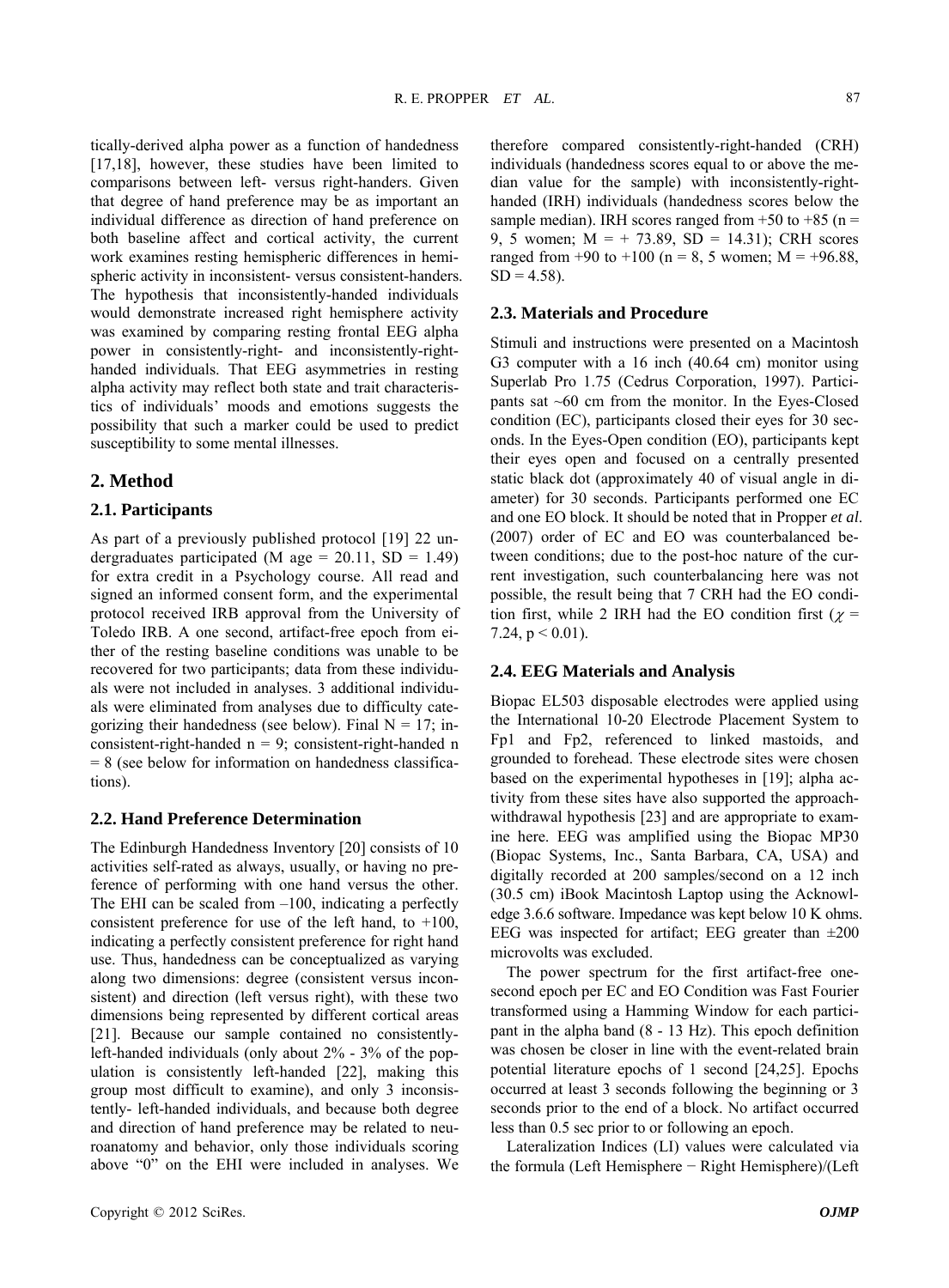tically-derived alpha power as a function of handedness [17,18], however, these studies have been limited to comparisons between left- versus right-handers. Given that degree of hand preference may be as important an individual difference as direction of hand preference on both baseline affect and cortical activity, the current work examines resting hemispheric differences in hemispheric activity in inconsistent- versus consistent-handers. The hypothesis that inconsistently-handed individuals would demonstrate increased right hemisphere activity was examined by comparing resting frontal EEG alpha power in consistently-right- and inconsistently-right-handed individuals. That EEG asymmetries in resting alpha activity may reflect both state and trait characteristics of individuals' moods and emotions suggests the possibility that such a marker could be used to predict susceptibility to some mental illnesses.

## 2. Method

### 2.1. Participants

As part of a previously published protocol [19] 22 undergraduates participated (M age = 20.11, SD = 1.49) for extra credit in a Psychology course. All read and signed an informed consent form, and the experimental protocol received IRB approval from the University of Toledo IRB. A one second, artifact-free epoch from either of the resting baseline conditions was unable to be recovered for two participants; data from these individuals were not included in analyses. 3 additional individuals were eliminated from analyses due to difficulty categorizing their handedness (see below). Final N = 17; inconsistent-right-handed n = 9; consistent-right-handed n = 8 (see below for information on handedness classifications).

### 2.2. Hand Preference Determination

The Edinburgh Handedness Inventory [20] consists of 10 activities self-rated as always, usually, or having no preference of performing with one hand versus the other. The EHI can be scaled from –100, indicating a perfectly consistent preference for use of the left hand, to +100, indicating a perfectly consistent preference for right hand use. Thus, handedness can be conceptualized as varying along two dimensions: degree (consistent versus inconsistent) and direction (left versus right), with these two dimensions being represented by different cortical areas [21]. Because our sample contained no consistently-left-handed individuals (only about 2% - 3% of the population is consistently left-handed [22], making this group most difficult to examine), and only 3 inconsistently- left-handed individuals, and because both degree and direction of hand preference may be related to neuroanatomy and behavior, only those individuals scoring above "0" on the EHI were included in analyses. We therefore compared consistently-right-handed (CRH) individuals (handedness scores equal to or above the median value for the sample) with inconsistently-right-handed (IRH) individuals (handedness scores below the sample median). IRH scores ranged from +50 to +85 (n = 9, 5 women; M = + 73.89, SD = 14.31); CRH scores ranged from +90 to +100 (n = 8, 5 women; M = +96.88, SD = 4.58).

### 2.3. Materials and Procedure

Stimuli and instructions were presented on a Macintosh G3 computer with a 16 inch (40.64 cm) monitor using Superlab Pro 1.75 (Cedrus Corporation, 1997). Participants sat ~60 cm from the monitor. In the Eyes-Closed condition (EC), participants closed their eyes for 30 seconds. In the Eyes-Open condition (EO), participants kept their eyes open and focused on a centrally presented static black dot (approximately 40 of visual angle in diameter) for 30 seconds. Participants performed one EC and one EO block. It should be noted that in Propper *et al*. (2007) order of EC and EO was counterbalanced between conditions; due to the post-hoc nature of the current investigation, such counterbalancing here was not possible, the result being that 7 CRH had the EO condition first, while 2 IRH had the EO condition first ($\chi$ = 7.24, $p < 0.01$).

### 2.4. EEG Materials and Analysis

Biopac EL503 disposable electrodes were applied using the International 10-20 Electrode Placement System to Fp1 and Fp2, referenced to linked mastoids, and grounded to forehead. These electrode sites were chosen based on the experimental hypotheses in [19]; alpha activity from these sites have also supported the approach-withdrawal hypothesis [23] and are appropriate to examine here. EEG was amplified using the Biopac MP30 (Biopac Systems, Inc., Santa Barbara, CA, USA) and digitally recorded at 200 samples/second on a 12 inch (30.5 cm) iBook Macintosh Laptop using the Acknowledge 3.6.6 software. Impedance was kept below 10 K ohms. EEG was inspected for artifact; EEG greater than ±200 microvolts was excluded.

The power spectrum for the first artifact-free one-second epoch per EC and EO Condition was Fast Fourier transformed using a Hamming Window for each participant in the alpha band (8 - 13 Hz). This epoch definition was chosen be closer in line with the event-related brain potential literature epochs of 1 second [24,25]. Epochs occurred at least 3 seconds following the beginning or 3 seconds prior to the end of a block. No artifact occurred less than 0.5 sec prior to or following an epoch.

Lateralization Indices (LI) values were calculated via the formula (Left Hemisphere − Right Hemisphere)/(Left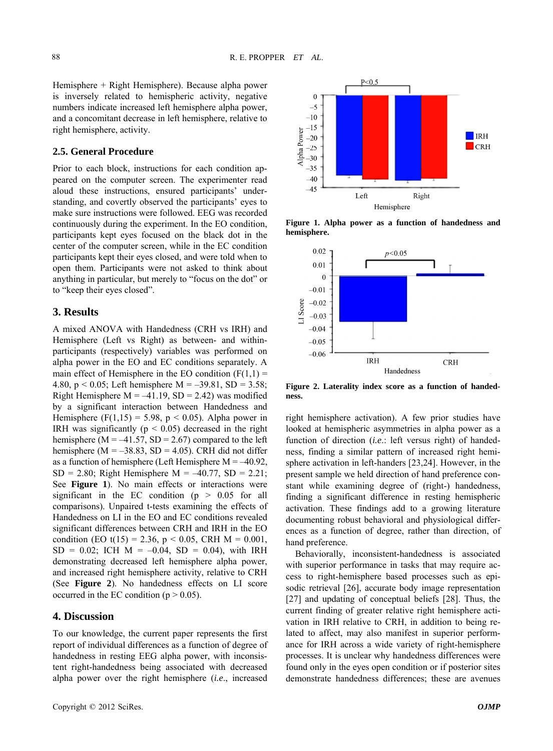Hemisphere + Right Hemisphere). Because alpha power is inversely related to hemispheric activity, negative numbers indicate increased left hemisphere alpha power, and a concomitant decrease in left hemisphere, relative to right hemisphere, activity.

## 2.5. General Procedure

Prior to each block, instructions for each condition appeared on the computer screen. The experimenter read aloud these instructions, ensured participants' understanding, and covertly observed the participants' eyes to make sure instructions were followed. EEG was recorded continuously during the experiment. In the EO condition, participants kept eyes focused on the black dot in the center of the computer screen, while in the EC condition participants kept their eyes closed, and were told when to open them. Participants were not asked to think about anything in particular, but merely to "focus on the dot" or to "keep their eyes closed".

# 3. Results

A mixed ANOVA with Handedness (CRH vs IRH) and Hemisphere (Left vs Right) as between- and within-participants (respectively) variables was performed on alpha power in the EO and EC conditions separately. A main effect of Hemisphere in the EO condition ($F(1,1) = 4.80$, $p < 0.05$; Left hemisphere $M = –39.81$, $SD = 3.58$; Right Hemisphere $M = –41.19$, $SD = 2.42$) was modified by a significant interaction between Handedness and Hemisphere ($F(1,15) = 5.98$, $p < 0.05$). Alpha power in IRH was significantly ($p < 0.05$) decreased in the right hemisphere ($M = –41.57$, $SD = 2.67$) compared to the left hemisphere ($M = –38.83$, $SD = 4.05$). CRH did not differ as a function of hemisphere (Left Hemisphere $M = –40.92$, $SD = 2.80$; Right Hemisphere $M = –40.77$, $SD = 2.21$; See **Figure 1**). No main effects or interactions were significant in the EC condition ($p > 0.05$ for all comparisons). Unpaired t-tests examining the effects of Handedness on LI in the EO and EC conditions revealed significant differences between CRH and IRH in the EO condition (EO $t(15) = 2.36$, $p < 0.05$, CRH $M = 0.001$, $SD = 0.02$; ICH $M = –0.04$, $SD = 0.04$), with IRH demonstrating decreased left hemisphere alpha power, and increased right hemisphere activity, relative to CRH (See **Figure 2**). No handedness effects on LI score occurred in the EC condition ($p > 0.05$).

**Figure 1. Alpha power as a function of handedness and hemisphere.**

**Figure 2. Laterality index score as a function of handedness.**

# 4. Discussion

To our knowledge, the current paper represents the first report of individual differences as a function of degree of handedness in resting EEG alpha power, with inconsistent right-handedness being associated with decreased alpha power over the right hemisphere (*i.e*., increased right hemisphere activation). A few prior studies have looked at hemispheric asymmetries in alpha power as a function of direction (*i.e*.: left versus right) of handedness, finding a similar pattern of increased right hemisphere activation in left-handers [23,24]. However, in the present sample we held direction of hand preference constant while examining degree of (right-) handedness, finding a significant difference in resting hemispheric activation. These findings add to a growing literature documenting robust behavioral and physiological differences as a function of degree, rather than direction, of hand preference.

Behaviorally, inconsistent-handedness is associated with superior performance in tasks that may require access to right-hemisphere based processes such as episodic retrieval [26], accurate body image representation [27] and updating of conceptual beliefs [28]. Thus, the current finding of greater relative right hemisphere activation in IRH relative to CRH, in addition to being related to affect, may also manifest in superior performance for IRH across a wide variety of right-hemisphere processes. It is unclear why handedness differences were found only in the eyes open condition or if posterior sites demonstrate handedness differences; these are avenues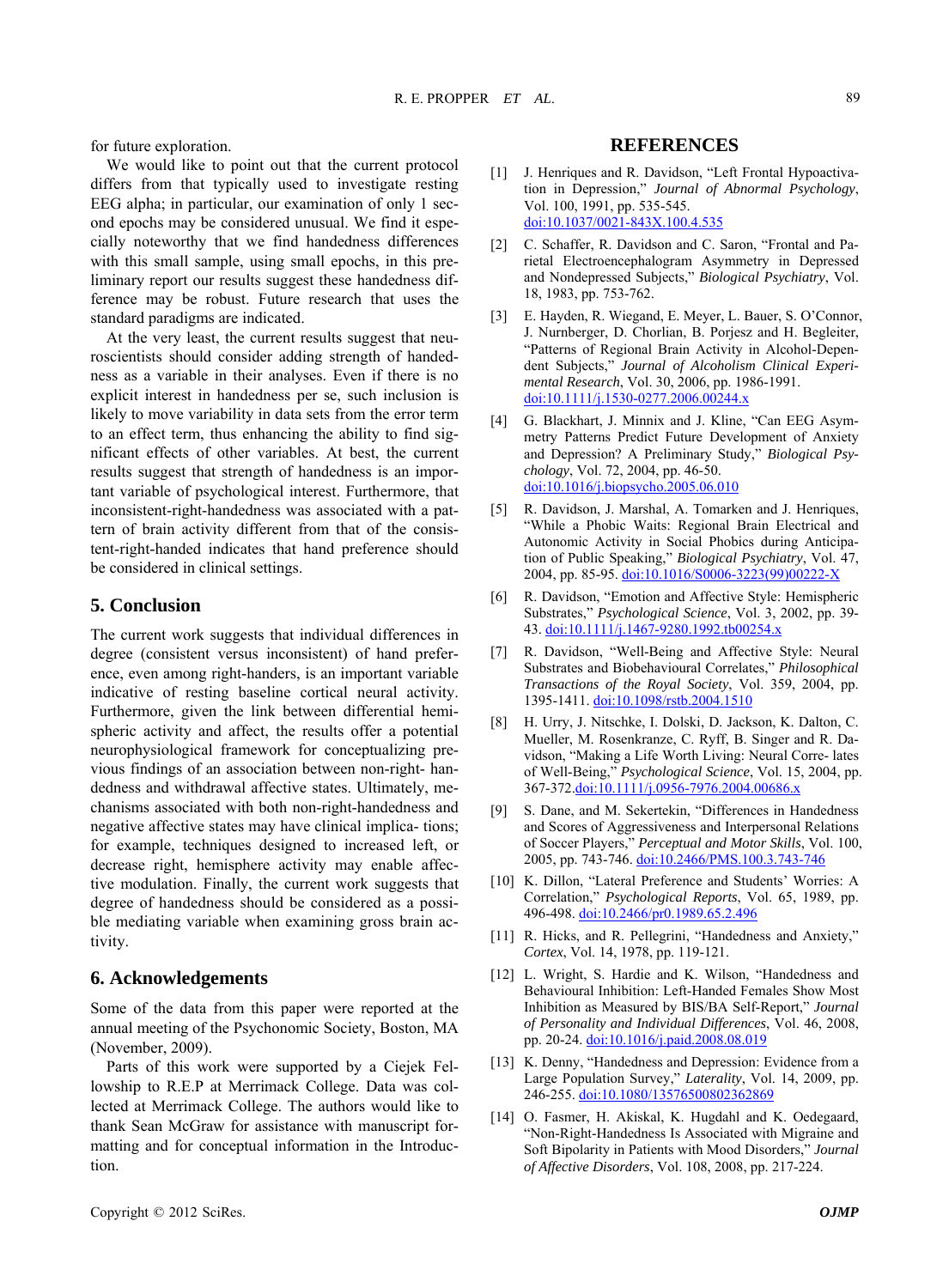for future exploration.

We would like to point out that the current protocol differs from that typically used to investigate resting EEG alpha; in particular, our examination of only 1 second epochs may be considered unusual. We find it especially noteworthy that we find handedness differences with this small sample, using small epochs, in this preliminary report our results suggest these handedness difference may be robust. Future research that uses the standard paradigms are indicated.

At the very least, the current results suggest that neuroscientists should consider adding strength of handedness as a variable in their analyses. Even if there is no explicit interest in handedness per se, such inclusion is likely to move variability in data sets from the error term to an effect term, thus enhancing the ability to find significant effects of other variables. At best, the current results suggest that strength of handedness is an important variable of psychological interest. Furthermore, that inconsistent-right-handedness was associated with a pattern of brain activity different from that of the consistent-right-handed indicates that hand preference should be considered in clinical settings.

## 5. Conclusion

The current work suggests that individual differences in degree (consistent versus inconsistent) of hand preference, even among right-handers, is an important variable indicative of resting baseline cortical neural activity. Furthermore, given the link between differential hemispheric activity and affect, the results offer a potential neurophysiological framework for conceptualizing previous findings of an association between non-right- handedness and withdrawal affective states. Ultimately, mechanisms associated with both non-right-handedness and negative affective states may have clinical implica- tions; for example, techniques designed to increased left, or decrease right, hemisphere activity may enable affective modulation. Finally, the current work suggests that degree of handedness should be considered as a possible mediating variable when examining gross brain activity.

## 6. Acknowledgements

Some of the data from this paper were reported at the annual meeting of the Psychonomic Society, Boston, MA (November, 2009).

Parts of this work were supported by a Ciejek Fellowship to R.E.P at Merrimack College. Data was collected at Merrimack College. The authors would like to thank Sean McGraw for assistance with manuscript formatting and for conceptual information in the Introduction.

## REFERENCES

[1] J. Henriques and R. Davidson, "Left Frontal Hypoactivation in Depression," *Journal of Abnormal Psychology*, Vol. 100, 1991, pp. 535-545. doi:10.1037/0021-843X.100.4.535

[2] C. Schaffer, R. Davidson and C. Saron, "Frontal and Parietal Electroencephalogram Asymmetry in Depressed and Nondepressed Subjects," *Biological Psychiatry*, Vol. 18, 1983, pp. 753-762.

[3] E. Hayden, R. Wiegand, E. Meyer, L. Bauer, S. O'Connor, J. Nurnberger, D. Chorlian, B. Porjesz and H. Begleiter, "Patterns of Regional Brain Activity in Alcohol-Dependent Subjects," *Journal of Alcoholism Clinical Experimental Research*, Vol. 30, 2006, pp. 1986-1991. doi:10.1111/j.1530-0277.2006.00244.x

[4] G. Blackhart, J. Minnix and J. Kline, "Can EEG Asymmetry Patterns Predict Future Development of Anxiety and Depression? A Preliminary Study," *Biological Psychology*, Vol. 72, 2004, pp. 46-50. doi:10.1016/j.biopsycho.2005.06.010

[5] R. Davidson, J. Marshal, A. Tomarken and J. Henriques, "While a Phobic Waits: Regional Brain Electrical and Autonomic Activity in Social Phobics during Anticipation of Public Speaking," *Biological Psychiatry*, Vol. 47, 2004, pp. 85-95. doi:10.1016/S0006-3223(99)00222-X

[6] R. Davidson, "Emotion and Affective Style: Hemispheric Substrates," *Psychological Science*, Vol. 3, 2002, pp. 39-43. doi:10.1111/j.1467-9280.1992.tb00254.x

[7] R. Davidson, "Well-Being and Affective Style: Neural Substrates and Biobehavioural Correlates," *Philosophical Transactions of the Royal Society*, Vol. 359, 2004, pp. 1395-1411. doi:10.1098/rstb.2004.1510

[8] H. Urry, J. Nitschke, I. Dolski, D. Jackson, K. Dalton, C. Mueller, M. Rosenkranze, C. Ryff, B. Singer and R. Davidson, "Making a Life Worth Living: Neural Corre- lates of Well-Being," *Psychological Science*, Vol. 15, 2004, pp. 367-372. doi:10.1111/j.0956-7976.2004.00686.x

[9] S. Dane, and M. Sekertekin, "Differences in Handedness and Scores of Aggressiveness and Interpersonal Relations of Soccer Players," *Perceptual and Motor Skills*, Vol. 100, 2005, pp. 743-746. doi:10.2466/PMS.100.3.743-746

[10] K. Dillon, "Lateral Preference and Students' Worries: A Correlation," *Psychological Reports*, Vol. 65, 1989, pp. 496-498. doi:10.2466/pr0.1989.65.2.496

[11] R. Hicks, and R. Pellegrini, "Handedness and Anxiety," *Cortex*, Vol. 14, 1978, pp. 119-121.

[12] L. Wright, S. Hardie and K. Wilson, "Handedness and Behavioural Inhibition: Left-Handed Females Show Most Inhibition as Measured by BIS/BA Self-Report," *Journal of Personality and Individual Differences*, Vol. 46, 2008, pp. 20-24. doi:10.1016/j.paid.2008.08.019

[13] K. Denny, "Handedness and Depression: Evidence from a Large Population Survey," *Laterality*, Vol. 14, 2009, pp. 246-255. doi:10.1080/13576500802362869

[14] O. Fasmer, H. Akiskal, K. Hugdahl and K. Oedegaard, "Non-Right-Handedness Is Associated with Migraine and Soft Bipolarity in Patients with Mood Disorders," *Journal of Affective Disorders*, Vol. 108, 2008, pp. 217-224.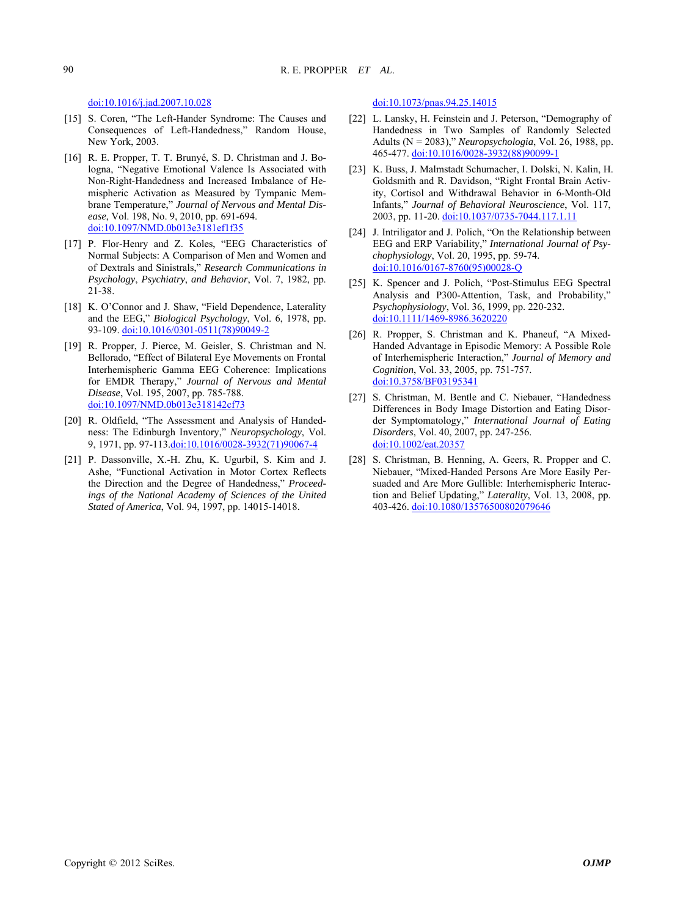doi:10.1016/j.jad.2007.10.028

[15] S. Coren, "The Left-Hander Syndrome: The Causes and Consequences of Left-Handedness," Random House, New York, 2003.

[16] R. E. Propper, T. T. Brunyé, S. D. Christman and J. Bologna, "Negative Emotional Valence Is Associated with Non-Right-Handedness and Increased Imbalance of Hemispheric Activation as Measured by Tympanic Membrane Temperature," *Journal of Nervous and Mental Disease*, Vol. 198, No. 9, 2010, pp. 691-694. doi:10.1097/NMD.0b013e3181ef1f35

[17] P. Flor-Henry and Z. Koles, "EEG Characteristics of Normal Subjects: A Comparison of Men and Women and of Dextrals and Sinistrals," *Research Communications in Psychology*, *Psychiatry*, *and Behavior*, Vol. 7, 1982, pp. 21-38.

[18] K. O'Connor and J. Shaw, "Field Dependence, Laterality and the EEG," *Biological Psychology*, Vol. 6, 1978, pp. 93-109. doi:10.1016/0301-0511(78)90049-2

[19] R. Propper, J. Pierce, M. Geisler, S. Christman and N. Bellorado, "Effect of Bilateral Eye Movements on Frontal Interhemispheric Gamma EEG Coherence: Implications for EMDR Therapy," *Journal of Nervous and Mental Disease*, Vol. 195, 2007, pp. 785-788. doi:10.1097/NMD.0b013e318142cf73

[20] R. Oldfield, "The Assessment and Analysis of Handedness: The Edinburgh Inventory," *Neuropsychology*, Vol. 9, 1971, pp. 97-113.doi:10.1016/0028-3932(71)90067-4

[21] P. Dassonville, X.-H. Zhu, K. Ugurbil, S. Kim and J. Ashe, "Functional Activation in Motor Cortex Reflects the Direction and the Degree of Handedness," *Proceedings of the National Academy of Sciences of the United Stated of America*, Vol. 94, 1997, pp. 14015-14018. doi:10.1073/pnas.94.25.14015

[22] L. Lansky, H. Feinstein and J. Peterson, "Demography of Handedness in Two Samples of Randomly Selected Adults (N = 2083)," *Neuropsychologia*, Vol. 26, 1988, pp. 465-477. doi:10.1016/0028-3932(88)90099-1

[23] K. Buss, J. Malmstadt Schumacher, I. Dolski, N. Kalin, H. Goldsmith and R. Davidson, "Right Frontal Brain Activity, Cortisol and Withdrawal Behavior in 6-Month-Old Infants," *Journal of Behavioral Neuroscience*, Vol. 117, 2003, pp. 11-20. doi:10.1037/0735-7044.117.1.11

[24] J. Intriligator and J. Polich, "On the Relationship between EEG and ERP Variability," *International Journal of Psychophysiology*, Vol. 20, 1995, pp. 59-74. doi:10.1016/0167-8760(95)00028-Q

[25] K. Spencer and J. Polich, "Post-Stimulus EEG Spectral Analysis and P300-Attention, Task, and Probability," *Psychophysiology*, Vol. 36, 1999, pp. 220-232. doi:10.1111/1469-8986.3620220

[26] R. Propper, S. Christman and K. Phaneuf, "A Mixed-Handed Advantage in Episodic Memory: A Possible Role of Interhemispheric Interaction," *Journal of Memory and Cognition*, Vol. 33, 2005, pp. 751-757. doi:10.3758/BF03195341

[27] S. Christman, M. Bentle and C. Niebauer, "Handedness Differences in Body Image Distortion and Eating Disorder Symptomatology," *International Journal of Eating Disorders*, Vol. 40, 2007, pp. 247-256. doi:10.1002/eat.20357

[28] S. Christman, B. Henning, A. Geers, R. Propper and C. Niebauer, "Mixed-Handed Persons Are More Easily Persuaded and Are More Gullible: Interhemispheric Interaction and Belief Updating," *Laterality*, Vol. 13, 2008, pp. 403-426. doi:10.1080/13576500802079646